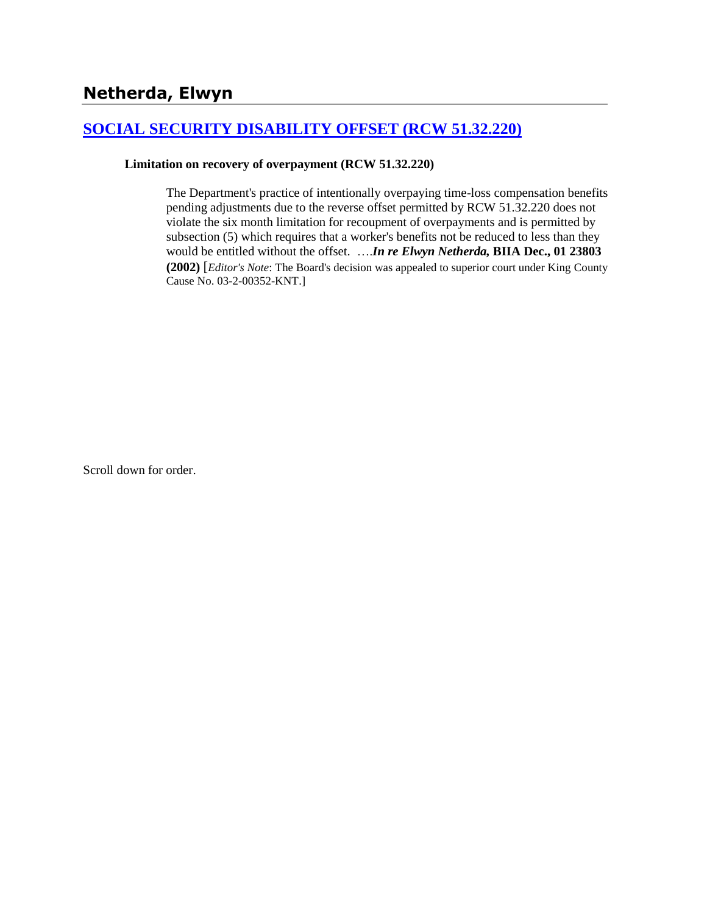## Netherda, Elwyn

### [SOCIAL SECURITY DISABILITY OFFSET (RCW 51.32.220)]

**Limitation on recovery of overpayment (RCW 51.32.220)**

> The Department's practice of intentionally overpaying time-loss compensation benefits pending adjustments due to the reverse offset permitted by RCW 51.32.220 does not violate the six month limitation for recoupment of overpayments and is permitted by subsection (5) which requires that a worker's benefits not be reduced to less than they would be entitled without the offset. ….***In re Elwyn Netherda,* BIIA Dec., 01 23803 (2002)** [*Editor's Note*: The Board's decision was appealed to superior court under King County Cause No. 03-2-00352-KNT.]

Scroll down for order.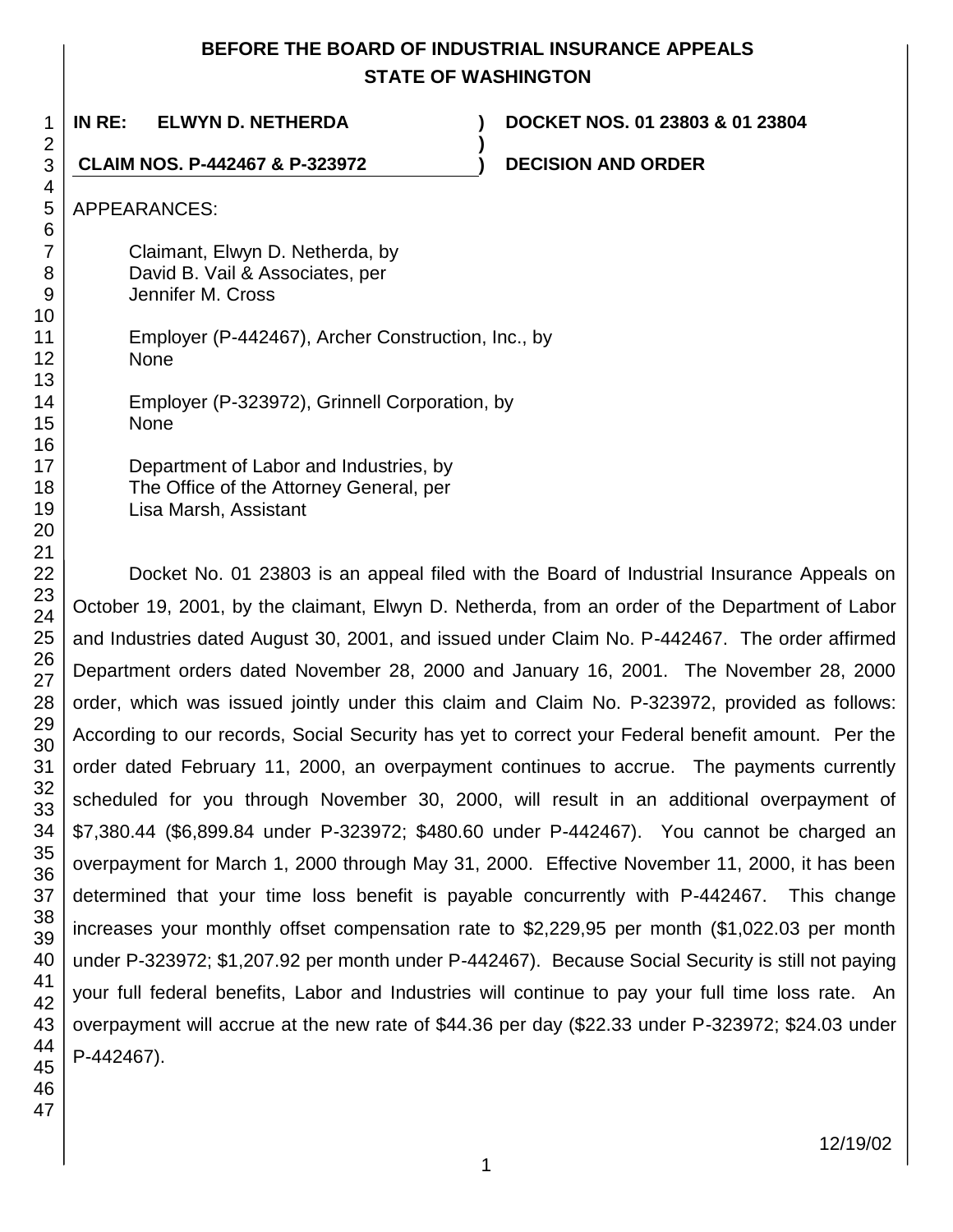**BEFORE THE BOARD OF INDUSTRIAL INSURANCE APPEALS**
**STATE OF WASHINGTON**

**IN RE: ELWYN D. NETHERDA** ) **DOCKET NOS. 01 23803 & 01 23804**
)
**CLAIM NOS. P-442467 & P-323972** ) **DECISION AND ORDER**

APPEARANCES:

Claimant, Elwyn D. Netherda, by
David B. Vail & Associates, per
Jennifer M. Cross

Employer (P-442467), Archer Construction, Inc., by
None

Employer (P-323972), Grinnell Corporation, by
None

Department of Labor and Industries, by
The Office of the Attorney General, per
Lisa Marsh, Assistant

Docket No. 01 23803 is an appeal filed with the Board of Industrial Insurance Appeals on October 19, 2001, by the claimant, Elwyn D. Netherda, from an order of the Department of Labor and Industries dated August 30, 2001, and issued under Claim No. P-442467. The order affirmed Department orders dated November 28, 2000 and January 16, 2001. The November 28, 2000 order, which was issued jointly under this claim and Claim No. P-323972, provided as follows: According to our records, Social Security has yet to correct your Federal benefit amount. Per the order dated February 11, 2000, an overpayment continues to accrue. The payments currently scheduled for you through November 30, 2000, will result in an additional overpayment of $7,380.44 ($6,899.84 under P-323972; $480.60 under P-442467). You cannot be charged an overpayment for March 1, 2000 through May 31, 2000. Effective November 11, 2000, it has been determined that your time loss benefit is payable concurrently with P-442467. This change increases your monthly offset compensation rate to $2,229,95 per month ($1,022.03 per month under P-323972; $1,207.92 per month under P-442467). Because Social Security is still not paying your full federal benefits, Labor and Industries will continue to pay your full time loss rate. An overpayment will accrue at the new rate of $44.36 per day ($22.33 under P-323972; $24.03 under P-442467).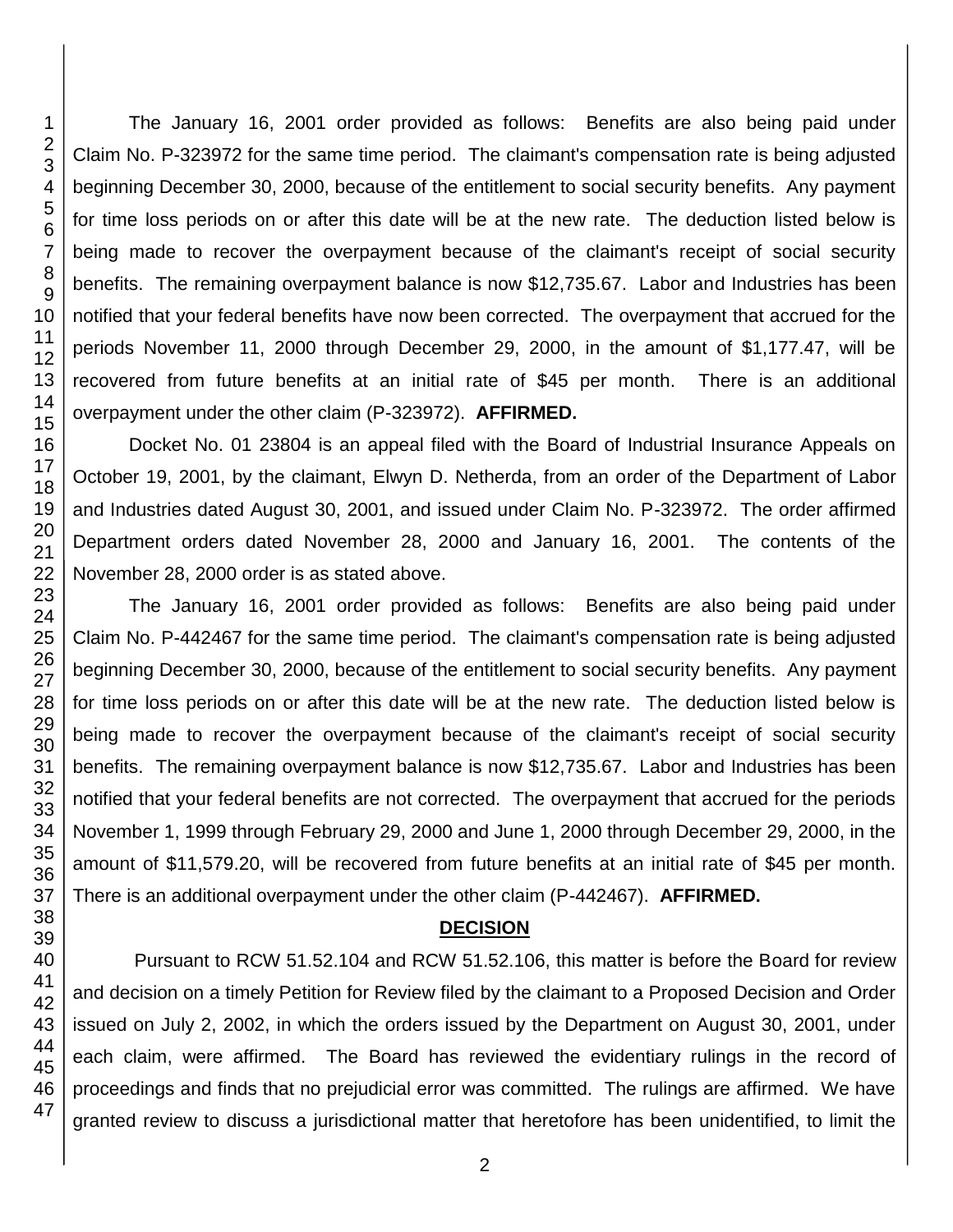The January 16, 2001 order provided as follows: Benefits are also being paid under Claim No. P-323972 for the same time period. The claimant's compensation rate is being adjusted beginning December 30, 2000, because of the entitlement to social security benefits. Any payment for time loss periods on or after this date will be at the new rate. The deduction listed below is being made to recover the overpayment because of the claimant's receipt of social security benefits. The remaining overpayment balance is now $12,735.67. Labor and Industries has been notified that your federal benefits have now been corrected. The overpayment that accrued for the periods November 11, 2000 through December 29, 2000, in the amount of $1,177.47, will be recovered from future benefits at an initial rate of $45 per month. There is an additional overpayment under the other claim (P-323972). **AFFIRMED.**

Docket No. 01 23804 is an appeal filed with the Board of Industrial Insurance Appeals on October 19, 2001, by the claimant, Elwyn D. Netherda, from an order of the Department of Labor and Industries dated August 30, 2001, and issued under Claim No. P-323972. The order affirmed Department orders dated November 28, 2000 and January 16, 2001. The contents of the November 28, 2000 order is as stated above.

The January 16, 2001 order provided as follows: Benefits are also being paid under Claim No. P-442467 for the same time period. The claimant's compensation rate is being adjusted beginning December 30, 2000, because of the entitlement to social security benefits. Any payment for time loss periods on or after this date will be at the new rate. The deduction listed below is being made to recover the overpayment because of the claimant's receipt of social security benefits. The remaining overpayment balance is now $12,735.67. Labor and Industries has been notified that your federal benefits are not corrected. The overpayment that accrued for the periods November 1, 1999 through February 29, 2000 and June 1, 2000 through December 29, 2000, in the amount of $11,579.20, will be recovered from future benefits at an initial rate of $45 per month. There is an additional overpayment under the other claim (P-442467). **AFFIRMED.**

## DECISION

Pursuant to RCW 51.52.104 and RCW 51.52.106, this matter is before the Board for review and decision on a timely Petition for Review filed by the claimant to a Proposed Decision and Order issued on July 2, 2002, in which the orders issued by the Department on August 30, 2001, under each claim, were affirmed. The Board has reviewed the evidentiary rulings in the record of proceedings and finds that no prejudicial error was committed. The rulings are affirmed. We have granted review to discuss a jurisdictional matter that heretofore has been unidentified, to limit the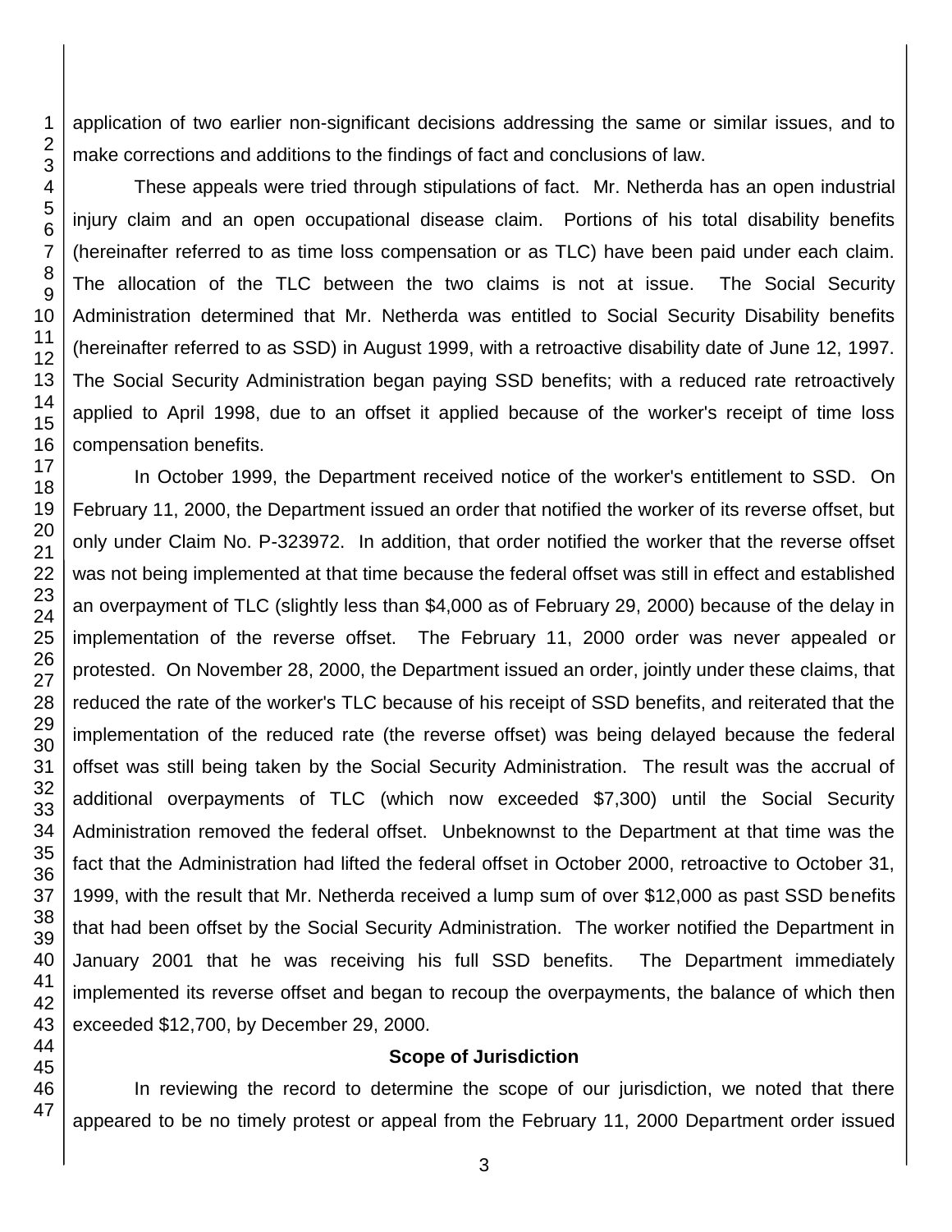application of two earlier non-significant decisions addressing the same or similar issues, and to make corrections and additions to the findings of fact and conclusions of law.

These appeals were tried through stipulations of fact. Mr. Netherda has an open industrial injury claim and an open occupational disease claim. Portions of his total disability benefits (hereinafter referred to as time loss compensation or as TLC) have been paid under each claim. The allocation of the TLC between the two claims is not at issue. The Social Security Administration determined that Mr. Netherda was entitled to Social Security Disability benefits (hereinafter referred to as SSD) in August 1999, with a retroactive disability date of June 12, 1997. The Social Security Administration began paying SSD benefits; with a reduced rate retroactively applied to April 1998, due to an offset it applied because of the worker's receipt of time loss compensation benefits.

In October 1999, the Department received notice of the worker's entitlement to SSD. On February 11, 2000, the Department issued an order that notified the worker of its reverse offset, but only under Claim No. P-323972. In addition, that order notified the worker that the reverse offset was not being implemented at that time because the federal offset was still in effect and established an overpayment of TLC (slightly less than $4,000 as of February 29, 2000) because of the delay in implementation of the reverse offset. The February 11, 2000 order was never appealed or protested. On November 28, 2000, the Department issued an order, jointly under these claims, that reduced the rate of the worker's TLC because of his receipt of SSD benefits, and reiterated that the implementation of the reduced rate (the reverse offset) was being delayed because the federal offset was still being taken by the Social Security Administration. The result was the accrual of additional overpayments of TLC (which now exceeded $7,300) until the Social Security Administration removed the federal offset. Unbeknownst to the Department at that time was the fact that the Administration had lifted the federal offset in October 2000, retroactive to October 31, 1999, with the result that Mr. Netherda received a lump sum of over $12,000 as past SSD benefits that had been offset by the Social Security Administration. The worker notified the Department in January 2001 that he was receiving his full SSD benefits. The Department immediately implemented its reverse offset and began to recoup the overpayments, the balance of which then exceeded $12,700, by December 29, 2000.

**Scope of Jurisdiction**

In reviewing the record to determine the scope of our jurisdiction, we noted that there appeared to be no timely protest or appeal from the February 11, 2000 Department order issued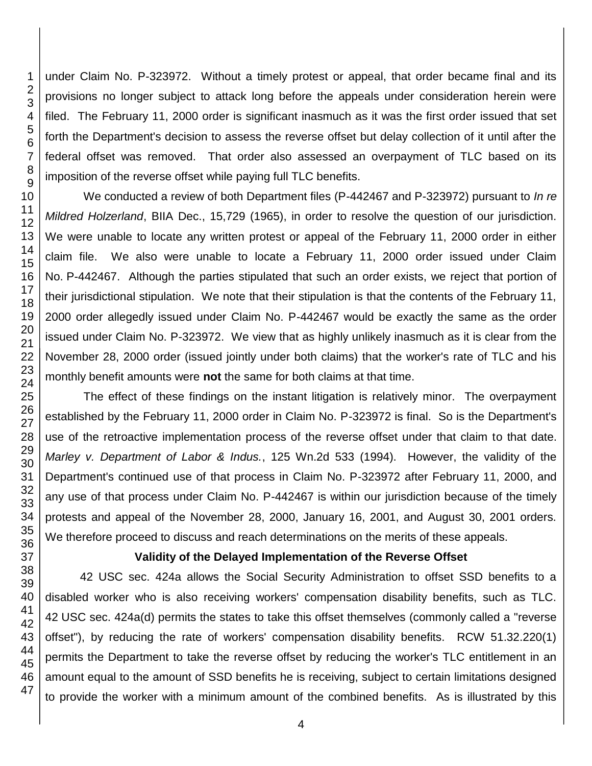under Claim No. P-323972. Without a timely protest or appeal, that order became final and its provisions no longer subject to attack long before the appeals under consideration herein were filed. The February 11, 2000 order is significant inasmuch as it was the first order issued that set forth the Department's decision to assess the reverse offset but delay collection of it until after the federal offset was removed. That order also assessed an overpayment of TLC based on its imposition of the reverse offset while paying full TLC benefits.

We conducted a review of both Department files (P-442467 and P-323972) pursuant to *In re Mildred Holzerland*, BIIA Dec., 15,729 (1965), in order to resolve the question of our jurisdiction. We were unable to locate any written protest or appeal of the February 11, 2000 order in either claim file. We also were unable to locate a February 11, 2000 order issued under Claim No. P-442467. Although the parties stipulated that such an order exists, we reject that portion of their jurisdictional stipulation. We note that their stipulation is that the contents of the February 11, 2000 order allegedly issued under Claim No. P-442467 would be exactly the same as the order issued under Claim No. P-323972. We view that as highly unlikely inasmuch as it is clear from the November 28, 2000 order (issued jointly under both claims) that the worker's rate of TLC and his monthly benefit amounts were **not** the same for both claims at that time.

The effect of these findings on the instant litigation is relatively minor. The overpayment established by the February 11, 2000 order in Claim No. P-323972 is final. So is the Department's use of the retroactive implementation process of the reverse offset under that claim to that date. *Marley v. Department of Labor & Indus.*, 125 Wn.2d 533 (1994). However, the validity of the Department's continued use of that process in Claim No. P-323972 after February 11, 2000, and any use of that process under Claim No. P-442467 is within our jurisdiction because of the timely protests and appeal of the November 28, 2000, January 16, 2001, and August 30, 2001 orders. We therefore proceed to discuss and reach determinations on the merits of these appeals.

### Validity of the Delayed Implementation of the Reverse Offset

42 USC sec. 424a allows the Social Security Administration to offset SSD benefits to a disabled worker who is also receiving workers' compensation disability benefits, such as TLC. 42 USC sec. 424a(d) permits the states to take this offset themselves (commonly called a "reverse offset"), by reducing the rate of workers' compensation disability benefits. RCW 51.32.220(1) permits the Department to take the reverse offset by reducing the worker's TLC entitlement in an amount equal to the amount of SSD benefits he is receiving, subject to certain limitations designed to provide the worker with a minimum amount of the combined benefits. As is illustrated by this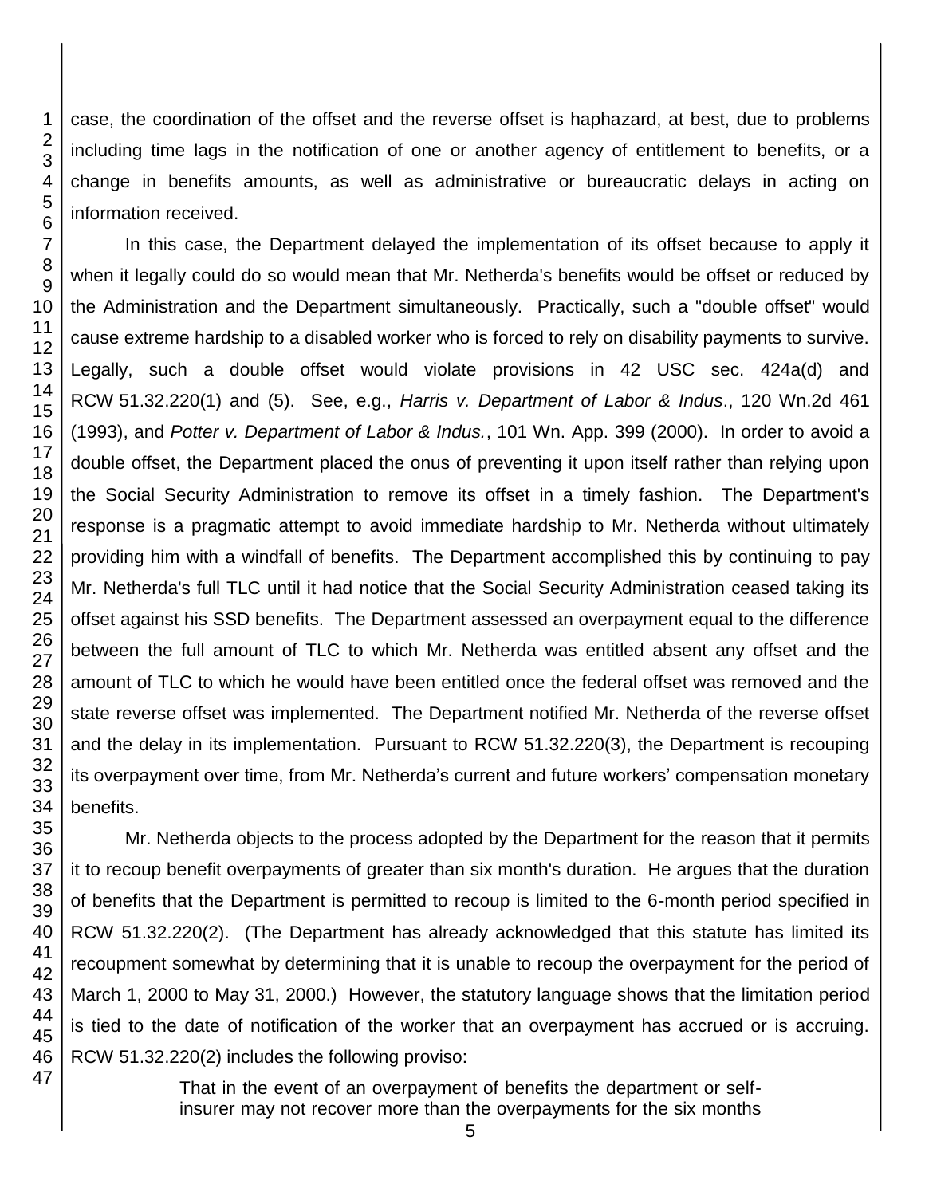case, the coordination of the offset and the reverse offset is haphazard, at best, due to problems including time lags in the notification of one or another agency of entitlement to benefits, or a change in benefits amounts, as well as administrative or bureaucratic delays in acting on information received.

In this case, the Department delayed the implementation of its offset because to apply it when it legally could do so would mean that Mr. Netherda's benefits would be offset or reduced by the Administration and the Department simultaneously. Practically, such a "double offset" would cause extreme hardship to a disabled worker who is forced to rely on disability payments to survive. Legally, such a double offset would violate provisions in 42 USC sec. 424a(d) and RCW 51.32.220(1) and (5). See, e.g., *Harris v. Department of Labor & Indus*., 120 Wn.2d 461 (1993), and *Potter v. Department of Labor & Indus.*, 101 Wn. App. 399 (2000). In order to avoid a double offset, the Department placed the onus of preventing it upon itself rather than relying upon the Social Security Administration to remove its offset in a timely fashion. The Department's response is a pragmatic attempt to avoid immediate hardship to Mr. Netherda without ultimately providing him with a windfall of benefits. The Department accomplished this by continuing to pay Mr. Netherda's full TLC until it had notice that the Social Security Administration ceased taking its offset against his SSD benefits. The Department assessed an overpayment equal to the difference between the full amount of TLC to which Mr. Netherda was entitled absent any offset and the amount of TLC to which he would have been entitled once the federal offset was removed and the state reverse offset was implemented. The Department notified Mr. Netherda of the reverse offset and the delay in its implementation. Pursuant to RCW 51.32.220(3), the Department is recouping its overpayment over time, from Mr. Netherda's current and future workers' compensation monetary benefits.

Mr. Netherda objects to the process adopted by the Department for the reason that it permits it to recoup benefit overpayments of greater than six month's duration. He argues that the duration of benefits that the Department is permitted to recoup is limited to the 6-month period specified in RCW 51.32.220(2). (The Department has already acknowledged that this statute has limited its recoupment somewhat by determining that it is unable to recoup the overpayment for the period of March 1, 2000 to May 31, 2000.) However, the statutory language shows that the limitation period is tied to the date of notification of the worker that an overpayment has accrued or is accruing. RCW 51.32.220(2) includes the following proviso:

> That in the event of an overpayment of benefits the department or self-insurer may not recover more than the overpayments for the six months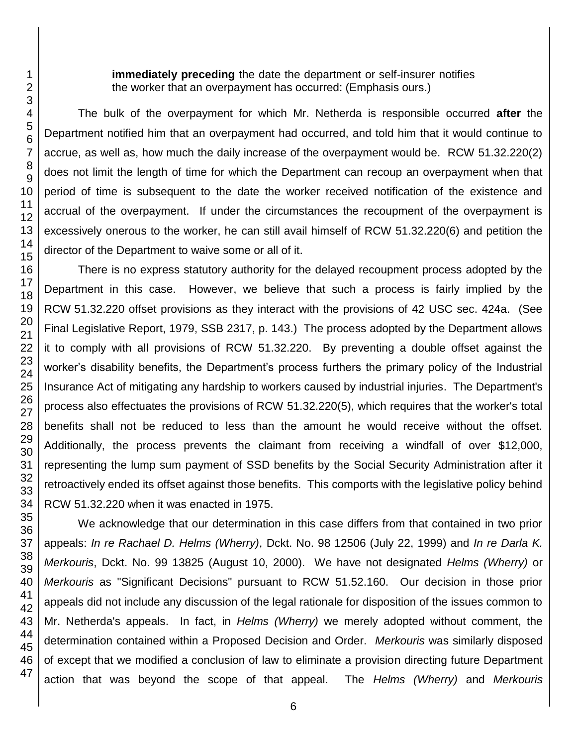**immediately preceding** the date the department or self-insurer notifies the worker that an overpayment has occurred: (Emphasis ours.)

The bulk of the overpayment for which Mr. Netherda is responsible occurred **after** the Department notified him that an overpayment had occurred, and told him that it would continue to accrue, as well as, how much the daily increase of the overpayment would be. RCW 51.32.220(2) does not limit the length of time for which the Department can recoup an overpayment when that period of time is subsequent to the date the worker received notification of the existence and accrual of the overpayment. If under the circumstances the recoupment of the overpayment is excessively onerous to the worker, he can still avail himself of RCW 51.32.220(6) and petition the director of the Department to waive some or all of it.

There is no express statutory authority for the delayed recoupment process adopted by the Department in this case. However, we believe that such a process is fairly implied by the RCW 51.32.220 offset provisions as they interact with the provisions of 42 USC sec. 424a. (See Final Legislative Report, 1979, SSB 2317, p. 143.) The process adopted by the Department allows it to comply with all provisions of RCW 51.32.220. By preventing a double offset against the worker's disability benefits, the Department's process furthers the primary policy of the Industrial Insurance Act of mitigating any hardship to workers caused by industrial injuries. The Department's process also effectuates the provisions of RCW 51.32.220(5), which requires that the worker's total benefits shall not be reduced to less than the amount he would receive without the offset. Additionally, the process prevents the claimant from receiving a windfall of over $12,000, representing the lump sum payment of SSD benefits by the Social Security Administration after it retroactively ended its offset against those benefits. This comports with the legislative policy behind RCW 51.32.220 when it was enacted in 1975.

We acknowledge that our determination in this case differs from that contained in two prior appeals: *In re Rachael D. Helms (Wherry)*, Dckt. No. 98 12506 (July 22, 1999) and *In re Darla K. Merkouris*, Dckt. No. 99 13825 (August 10, 2000). We have not designated *Helms (Wherry)* or *Merkouris* as "Significant Decisions" pursuant to RCW 51.52.160. Our decision in those prior appeals did not include any discussion of the legal rationale for disposition of the issues common to Mr. Netherda's appeals. In fact, in *Helms (Wherry)* we merely adopted without comment, the determination contained within a Proposed Decision and Order. *Merkouris* was similarly disposed of except that we modified a conclusion of law to eliminate a provision directing future Department action that was beyond the scope of that appeal. The *Helms (Wherry)* and *Merkouris*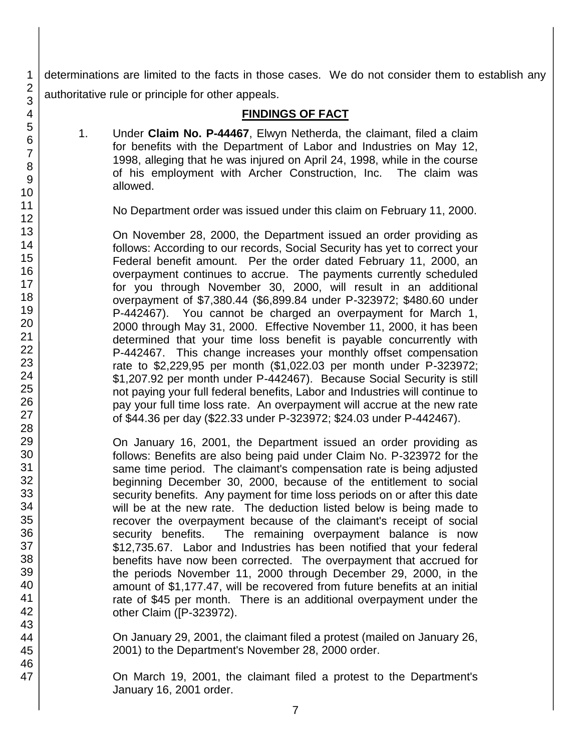determinations are limited to the facts in those cases. We do not consider them to establish any authoritative rule or principle for other appeals.

## FINDINGS OF FACT

1. Under **Claim No. P-44467**, Elwyn Netherda, the claimant, filed a claim for benefits with the Department of Labor and Industries on May 12, 1998, alleging that he was injured on April 24, 1998, while in the course of his employment with Archer Construction, Inc. The claim was allowed.

   No Department order was issued under this claim on February 11, 2000.

   On November 28, 2000, the Department issued an order providing as follows: According to our records, Social Security has yet to correct your Federal benefit amount. Per the order dated February 11, 2000, an overpayment continues to accrue. The payments currently scheduled for you through November 30, 2000, will result in an additional overpayment of $7,380.44 ($6,899.84 under P-323972; $480.60 under P-442467). You cannot be charged an overpayment for March 1, 2000 through May 31, 2000. Effective November 11, 2000, it has been determined that your time loss benefit is payable concurrently with P-442467. This change increases your monthly offset compensation rate to $2,229,95 per month ($1,022.03 per month under P-323972; $1,207.92 per month under P-442467). Because Social Security is still not paying your full federal benefits, Labor and Industries will continue to pay your full time loss rate. An overpayment will accrue at the new rate of $44.36 per day ($22.33 under P-323972; $24.03 under P-442467).

   On January 16, 2001, the Department issued an order providing as follows: Benefits are also being paid under Claim No. P-323972 for the same time period. The claimant's compensation rate is being adjusted beginning December 30, 2000, because of the entitlement to social security benefits. Any payment for time loss periods on or after this date will be at the new rate. The deduction listed below is being made to recover the overpayment because of the claimant's receipt of social security benefits. The remaining overpayment balance is now $12,735.67. Labor and Industries has been notified that your federal benefits have now been corrected. The overpayment that accrued for the periods November 11, 2000 through December 29, 2000, in the amount of $1,177.47, will be recovered from future benefits at an initial rate of $45 per month. There is an additional overpayment under the other Claim ([P-323972).

   On January 29, 2001, the claimant filed a protest (mailed on January 26, 2001) to the Department's November 28, 2000 order.

   On March 19, 2001, the claimant filed a protest to the Department's January 16, 2001 order.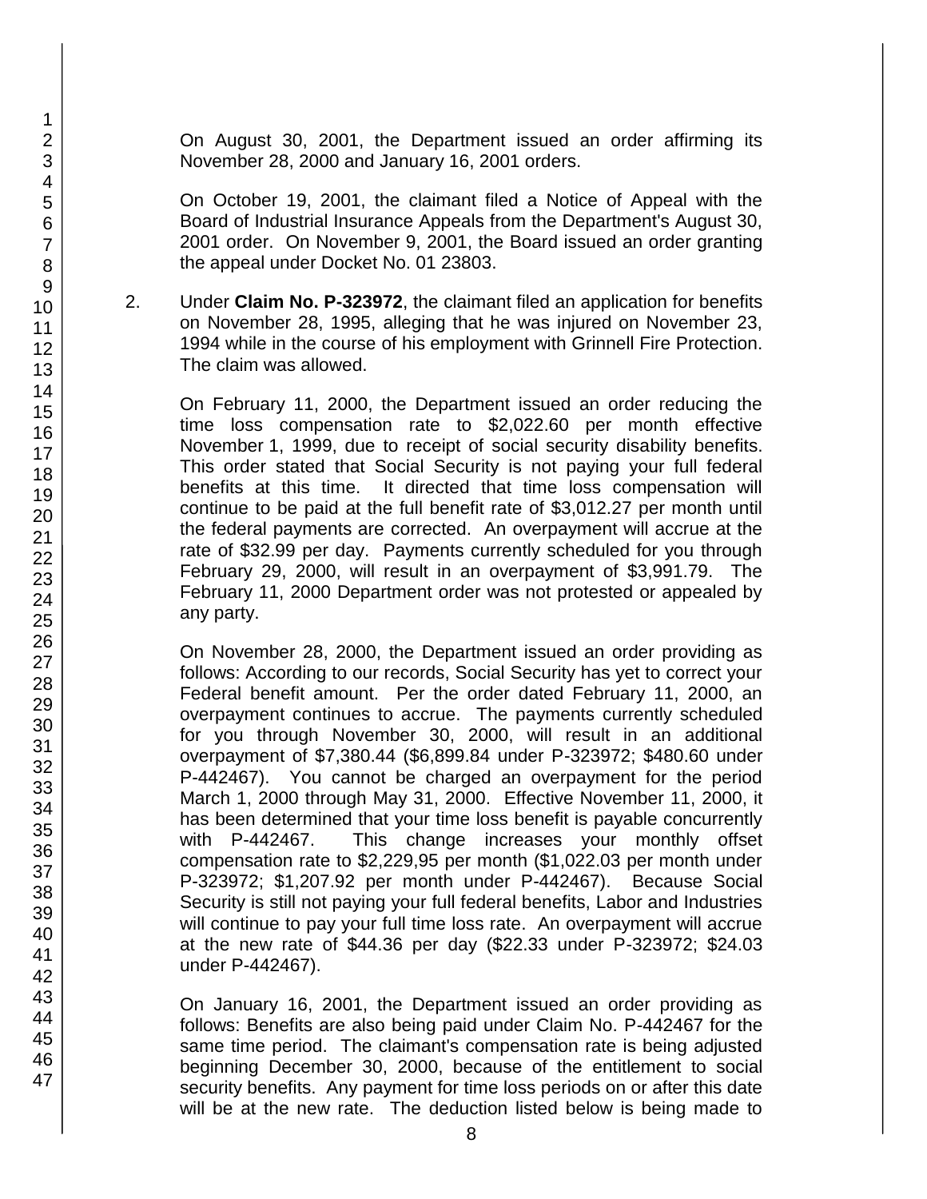On August 30, 2001, the Department issued an order affirming its November 28, 2000 and January 16, 2001 orders.

On October 19, 2001, the claimant filed a Notice of Appeal with the Board of Industrial Insurance Appeals from the Department's August 30, 2001 order. On November 9, 2001, the Board issued an order granting the appeal under Docket No. 01 23803.

2. Under **Claim No. P-323972**, the claimant filed an application for benefits on November 28, 1995, alleging that he was injured on November 23, 1994 while in the course of his employment with Grinnell Fire Protection. The claim was allowed.

   On February 11, 2000, the Department issued an order reducing the time loss compensation rate to $2,022.60 per month effective November 1, 1999, due to receipt of social security disability benefits. This order stated that Social Security is not paying your full federal benefits at this time. It directed that time loss compensation will continue to be paid at the full benefit rate of $3,012.27 per month until the federal payments are corrected. An overpayment will accrue at the rate of $32.99 per day. Payments currently scheduled for you through February 29, 2000, will result in an overpayment of $3,991.79. The February 11, 2000 Department order was not protested or appealed by any party.

   On November 28, 2000, the Department issued an order providing as follows: According to our records, Social Security has yet to correct your Federal benefit amount. Per the order dated February 11, 2000, an overpayment continues to accrue. The payments currently scheduled for you through November 30, 2000, will result in an additional overpayment of $7,380.44 ($6,899.84 under P-323972; $480.60 under P-442467). You cannot be charged an overpayment for the period March 1, 2000 through May 31, 2000. Effective November 11, 2000, it has been determined that your time loss benefit is payable concurrently with P-442467. This change increases your monthly offset compensation rate to $2,229,95 per month ($1,022.03 per month under P-323972; $1,207.92 per month under P-442467). Because Social Security is still not paying your full federal benefits, Labor and Industries will continue to pay your full time loss rate. An overpayment will accrue at the new rate of $44.36 per day ($22.33 under P-323972; $24.03 under P-442467).

   On January 16, 2001, the Department issued an order providing as follows: Benefits are also being paid under Claim No. P-442467 for the same time period. The claimant's compensation rate is being adjusted beginning December 30, 2000, because of the entitlement to social security benefits. Any payment for time loss periods on or after this date will be at the new rate. The deduction listed below is being made to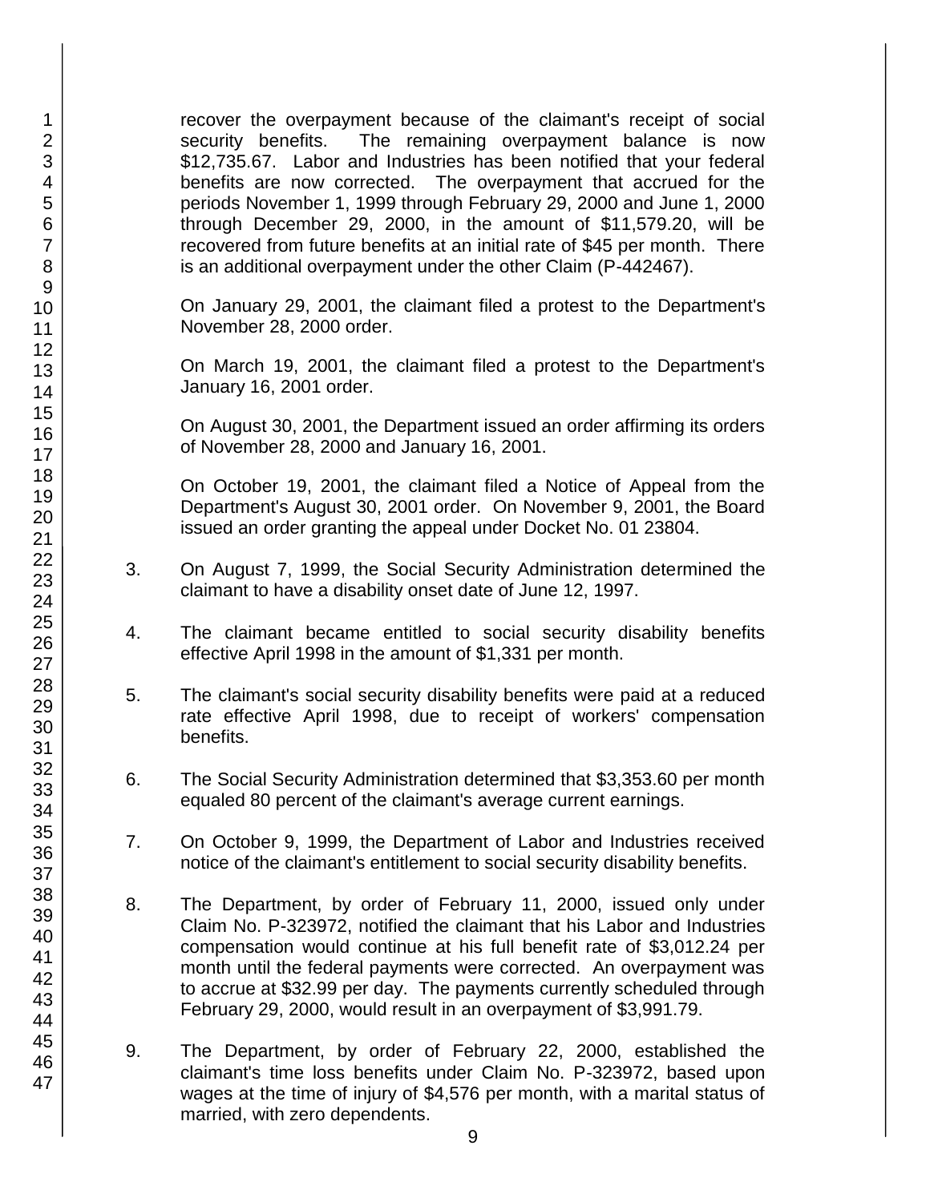recover the overpayment because of the claimant's receipt of social security benefits. The remaining overpayment balance is now $12,735.67. Labor and Industries has been notified that your federal benefits are now corrected. The overpayment that accrued for the periods November 1, 1999 through February 29, 2000 and June 1, 2000 through December 29, 2000, in the amount of $11,579.20, will be recovered from future benefits at an initial rate of $45 per month. There is an additional overpayment under the other Claim (P-442467).

On January 29, 2001, the claimant filed a protest to the Department's November 28, 2000 order.

On March 19, 2001, the claimant filed a protest to the Department's January 16, 2001 order.

On August 30, 2001, the Department issued an order affirming its orders of November 28, 2000 and January 16, 2001.

On October 19, 2001, the claimant filed a Notice of Appeal from the Department's August 30, 2001 order. On November 9, 2001, the Board issued an order granting the appeal under Docket No. 01 23804.

3. On August 7, 1999, the Social Security Administration determined the claimant to have a disability onset date of June 12, 1997.

4. The claimant became entitled to social security disability benefits effective April 1998 in the amount of $1,331 per month.

5. The claimant's social security disability benefits were paid at a reduced rate effective April 1998, due to receipt of workers' compensation benefits.

6. The Social Security Administration determined that $3,353.60 per month equaled 80 percent of the claimant's average current earnings.

7. On October 9, 1999, the Department of Labor and Industries received notice of the claimant's entitlement to social security disability benefits.

8. The Department, by order of February 11, 2000, issued only under Claim No. P-323972, notified the claimant that his Labor and Industries compensation would continue at his full benefit rate of $3,012.24 per month until the federal payments were corrected. An overpayment was to accrue at $32.99 per day. The payments currently scheduled through February 29, 2000, would result in an overpayment of $3,991.79.

9. The Department, by order of February 22, 2000, established the claimant's time loss benefits under Claim No. P-323972, based upon wages at the time of injury of $4,576 per month, with a marital status of married, with zero dependents.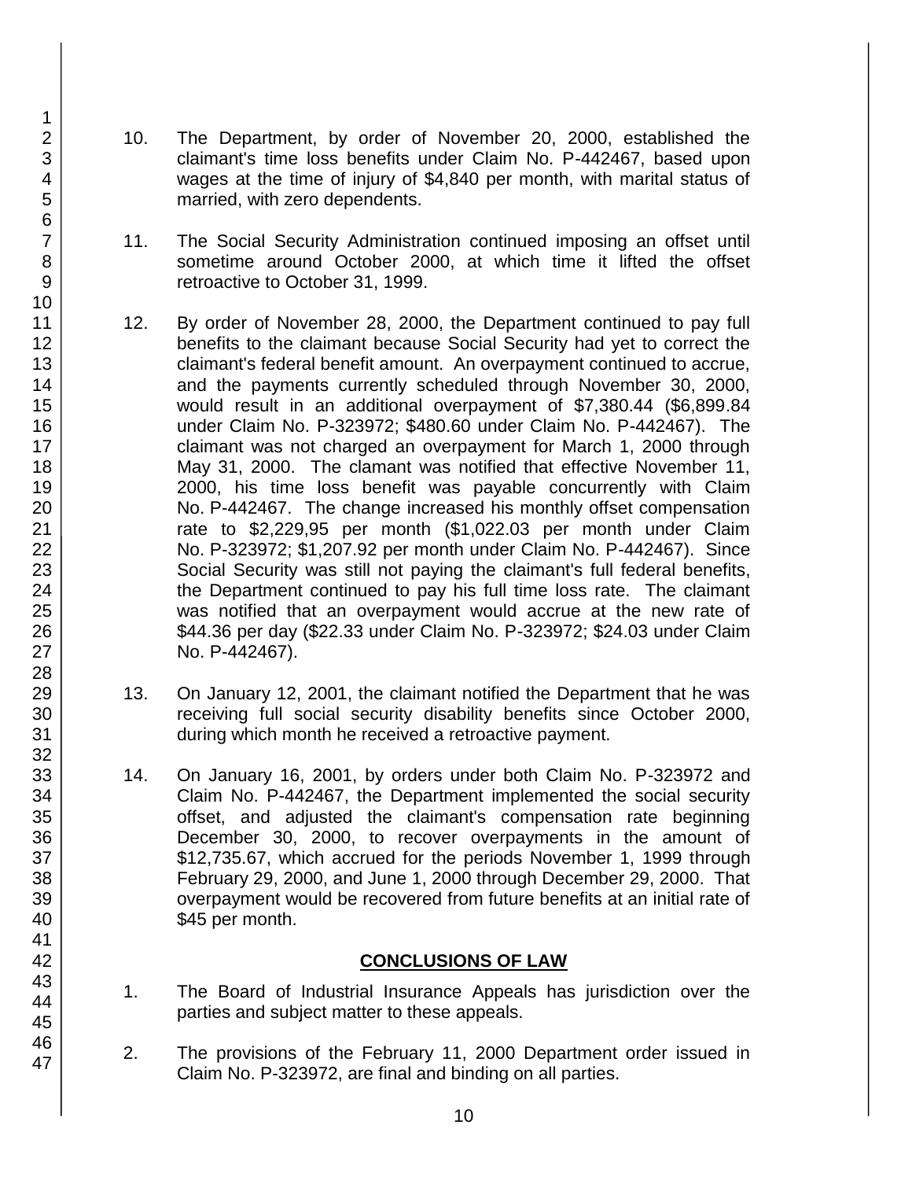10. The Department, by order of November 20, 2000, established the claimant's time loss benefits under Claim No. P-442467, based upon wages at the time of injury of $4,840 per month, with marital status of married, with zero dependents.

11. The Social Security Administration continued imposing an offset until sometime around October 2000, at which time it lifted the offset retroactive to October 31, 1999.

12. By order of November 28, 2000, the Department continued to pay full benefits to the claimant because Social Security had yet to correct the claimant's federal benefit amount. An overpayment continued to accrue, and the payments currently scheduled through November 30, 2000, would result in an additional overpayment of $7,380.44 ($6,899.84 under Claim No. P-323972; $480.60 under Claim No. P-442467). The claimant was not charged an overpayment for March 1, 2000 through May 31, 2000. The clamant was notified that effective November 11, 2000, his time loss benefit was payable concurrently with Claim No. P-442467. The change increased his monthly offset compensation rate to $2,229,95 per month ($1,022.03 per month under Claim No. P-323972; $1,207.92 per month under Claim No. P-442467). Since Social Security was still not paying the claimant's full federal benefits, the Department continued to pay his full time loss rate. The claimant was notified that an overpayment would accrue at the new rate of $44.36 per day ($22.33 under Claim No. P-323972; $24.03 under Claim No. P-442467).

13. On January 12, 2001, the claimant notified the Department that he was receiving full social security disability benefits since October 2000, during which month he received a retroactive payment.

14. On January 16, 2001, by orders under both Claim No. P-323972 and Claim No. P-442467, the Department implemented the social security offset, and adjusted the claimant's compensation rate beginning December 30, 2000, to recover overpayments in the amount of $12,735.67, which accrued for the periods November 1, 1999 through February 29, 2000, and June 1, 2000 through December 29, 2000. That overpayment would be recovered from future benefits at an initial rate of $45 per month.

## CONCLUSIONS OF LAW

1. The Board of Industrial Insurance Appeals has jurisdiction over the parties and subject matter to these appeals.

2. The provisions of the February 11, 2000 Department order issued in Claim No. P-323972, are final and binding on all parties.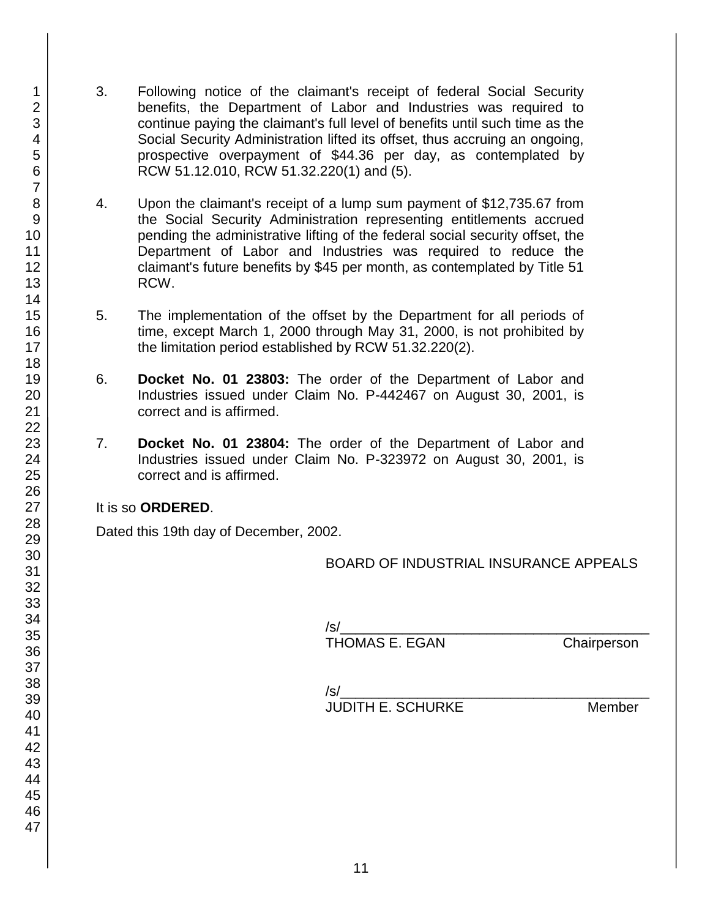3. Following notice of the claimant's receipt of federal Social Security benefits, the Department of Labor and Industries was required to continue paying the claimant's full level of benefits until such time as the Social Security Administration lifted its offset, thus accruing an ongoing, prospective overpayment of $44.36 per day, as contemplated by RCW 51.12.010, RCW 51.32.220(1) and (5).

4. Upon the claimant's receipt of a lump sum payment of $12,735.67 from the Social Security Administration representing entitlements accrued pending the administrative lifting of the federal social security offset, the Department of Labor and Industries was required to reduce the claimant's future benefits by $45 per month, as contemplated by Title 51 RCW.

5. The implementation of the offset by the Department for all periods of time, except March 1, 2000 through May 31, 2000, is not prohibited by the limitation period established by RCW 51.32.220(2).

6. **Docket No. 01 23803:** The order of the Department of Labor and Industries issued under Claim No. P-442467 on August 30, 2001, is correct and is affirmed.

7. **Docket No. 01 23804:** The order of the Department of Labor and Industries issued under Claim No. P-323972 on August 30, 2001, is correct and is affirmed.

It is so **ORDERED**.

Dated this 19th day of December, 2002.

BOARD OF INDUSTRIAL INSURANCE APPEALS

/s/
THOMAS E. EGAN Chairperson

/s/
JUDITH E. SCHURKE Member